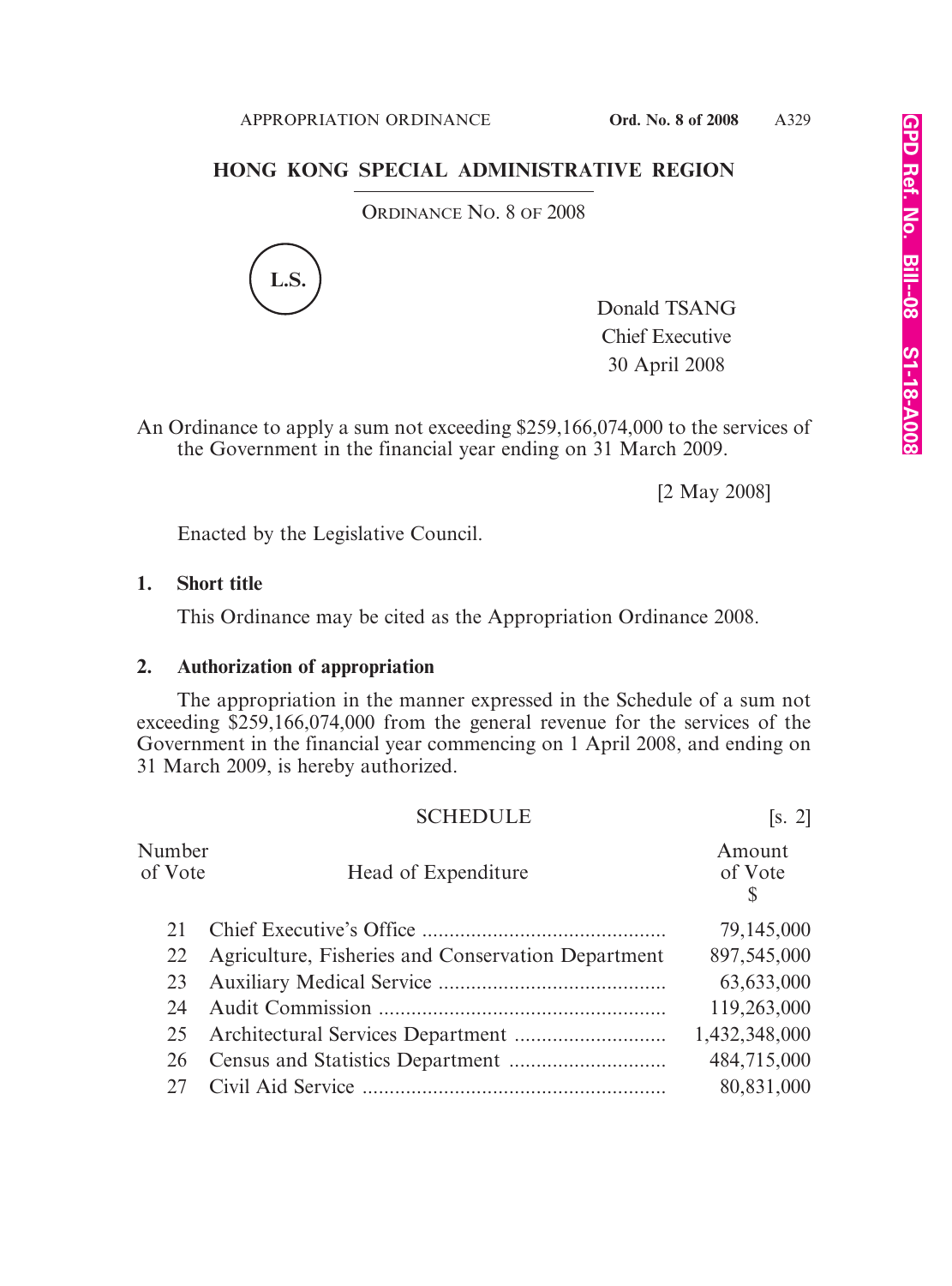# HONG KONG SPECIAL ADMINISTRATIVE REGION

ORDINANCE NO. 8 OF 2008

L.S.

Donald TSANG
Chief Executive
30 April 2008

An Ordinance to apply a sum not exceeding $259,166,074,000 to the services of the Government in the financial year ending on 31 March 2009.

[2 May 2008]

Enacted by the Legislative Council.

**1. Short title**

This Ordinance may be cited as the Appropriation Ordinance 2008.

**2. Authorization of appropriation**

The appropriation in the manner expressed in the Schedule of a sum not exceeding $259,166,074,000 from the general revenue for the services of the Government in the financial year commencing on 1 April 2008, and ending on 31 March 2009, is hereby authorized.

## SCHEDULE [s. 2]

| Number of Vote | Head of Expenditure | Amount of Vote $ |
|---|---|---|
| 21 | Chief Executive's Office | 79,145,000 |
| 22 | Agriculture, Fisheries and Conservation Department | 897,545,000 |
| 23 | Auxiliary Medical Service | 63,633,000 |
| 24 | Audit Commission | 119,263,000 |
| 25 | Architectural Services Department | 1,432,348,000 |
| 26 | Census and Statistics Department | 484,715,000 |
| 27 | Civil Aid Service | 80,831,000 |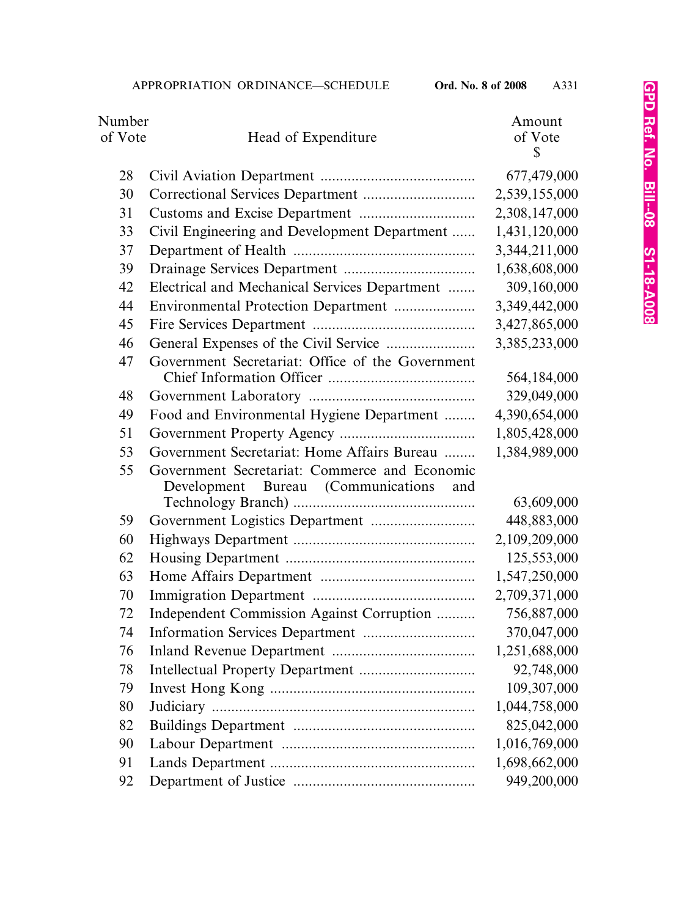| Number of Vote | Head of Expenditure | Amount of Vote $ |
|---|---|---|
| 28 | Civil Aviation Department | 677,479,000 |
| 30 | Correctional Services Department | 2,539,155,000 |
| 31 | Customs and Excise Department | 2,308,147,000 |
| 33 | Civil Engineering and Development Department | 1,431,120,000 |
| 37 | Department of Health | 3,344,211,000 |
| 39 | Drainage Services Department | 1,638,608,000 |
| 42 | Electrical and Mechanical Services Department | 309,160,000 |
| 44 | Environmental Protection Department | 3,349,442,000 |
| 45 | Fire Services Department | 3,427,865,000 |
| 46 | General Expenses of the Civil Service | 3,385,233,000 |
| 47 | Government Secretariat: Office of the Government Chief Information Officer | 564,184,000 |
| 48 | Government Laboratory | 329,049,000 |
| 49 | Food and Environmental Hygiene Department | 4,390,654,000 |
| 51 | Government Property Agency | 1,805,428,000 |
| 53 | Government Secretariat: Home Affairs Bureau | 1,384,989,000 |
| 55 | Government Secretariat: Commerce and Economic Development Bureau (Communications and Technology Branch) | 63,609,000 |
| 59 | Government Logistics Department | 448,883,000 |
| 60 | Highways Department | 2,109,209,000 |
| 62 | Housing Department | 125,553,000 |
| 63 | Home Affairs Department | 1,547,250,000 |
| 70 | Immigration Department | 2,709,371,000 |
| 72 | Independent Commission Against Corruption | 756,887,000 |
| 74 | Information Services Department | 370,047,000 |
| 76 | Inland Revenue Department | 1,251,688,000 |
| 78 | Intellectual Property Department | 92,748,000 |
| 79 | Invest Hong Kong | 109,307,000 |
| 80 | Judiciary | 1,044,758,000 |
| 82 | Buildings Department | 825,042,000 |
| 90 | Labour Department | 1,016,769,000 |
| 91 | Lands Department | 1,698,662,000 |
| 92 | Department of Justice | 949,200,000 |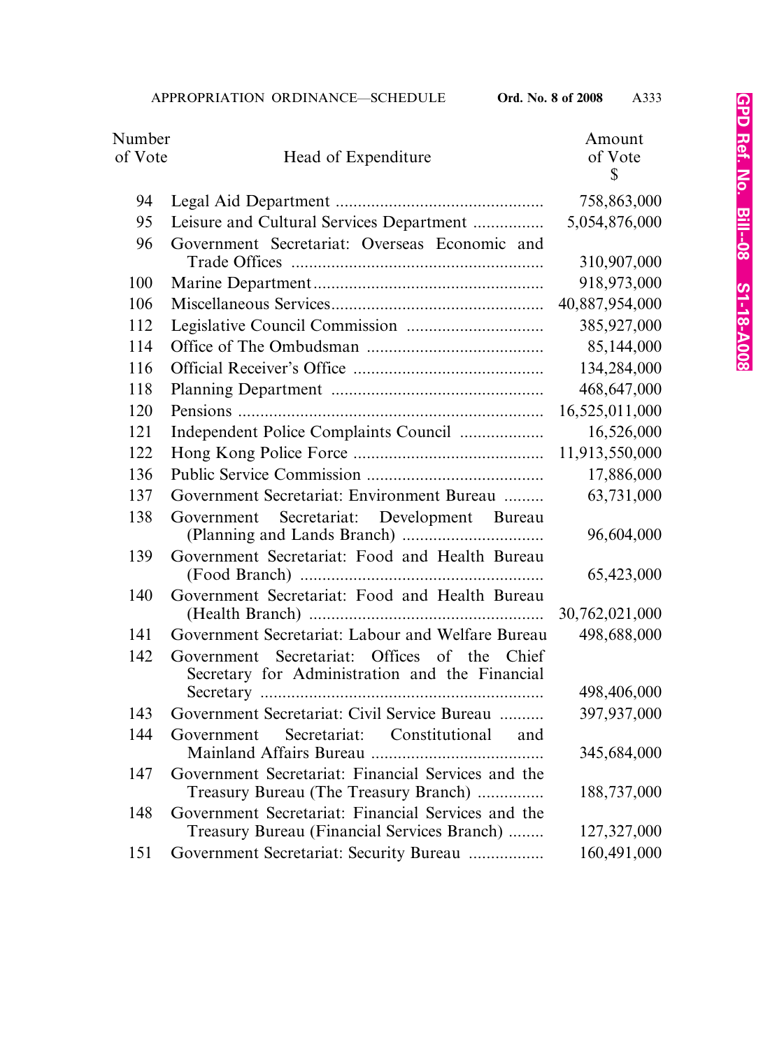| Number of Vote | Head of Expenditure | Amount of Vote $ |
|---|---|---|
| 94 | Legal Aid Department | 758,863,000 |
| 95 | Leisure and Cultural Services Department | 5,054,876,000 |
| 96 | Government Secretariat: Overseas Economic and Trade Offices | 310,907,000 |
| 100 | Marine Department | 918,973,000 |
| 106 | Miscellaneous Services | 40,887,954,000 |
| 112 | Legislative Council Commission | 385,927,000 |
| 114 | Office of The Ombudsman | 85,144,000 |
| 116 | Official Receiver's Office | 134,284,000 |
| 118 | Planning Department | 468,647,000 |
| 120 | Pensions | 16,525,011,000 |
| 121 | Independent Police Complaints Council | 16,526,000 |
| 122 | Hong Kong Police Force | 11,913,550,000 |
| 136 | Public Service Commission | 17,886,000 |
| 137 | Government Secretariat: Environment Bureau | 63,731,000 |
| 138 | Government Secretariat: Development Bureau (Planning and Lands Branch) | 96,604,000 |
| 139 | Government Secretariat: Food and Health Bureau (Food Branch) | 65,423,000 |
| 140 | Government Secretariat: Food and Health Bureau (Health Branch) | 30,762,021,000 |
| 141 | Government Secretariat: Labour and Welfare Bureau | 498,688,000 |
| 142 | Government Secretariat: Offices of the Chief Secretary for Administration and the Financial Secretary | 498,406,000 |
| 143 | Government Secretariat: Civil Service Bureau | 397,937,000 |
| 144 | Government Secretariat: Constitutional and Mainland Affairs Bureau | 345,684,000 |
| 147 | Government Secretariat: Financial Services and the Treasury Bureau (The Treasury Branch) | 188,737,000 |
| 148 | Government Secretariat: Financial Services and the Treasury Bureau (Financial Services Branch) | 127,327,000 |
| 151 | Government Secretariat: Security Bureau | 160,491,000 |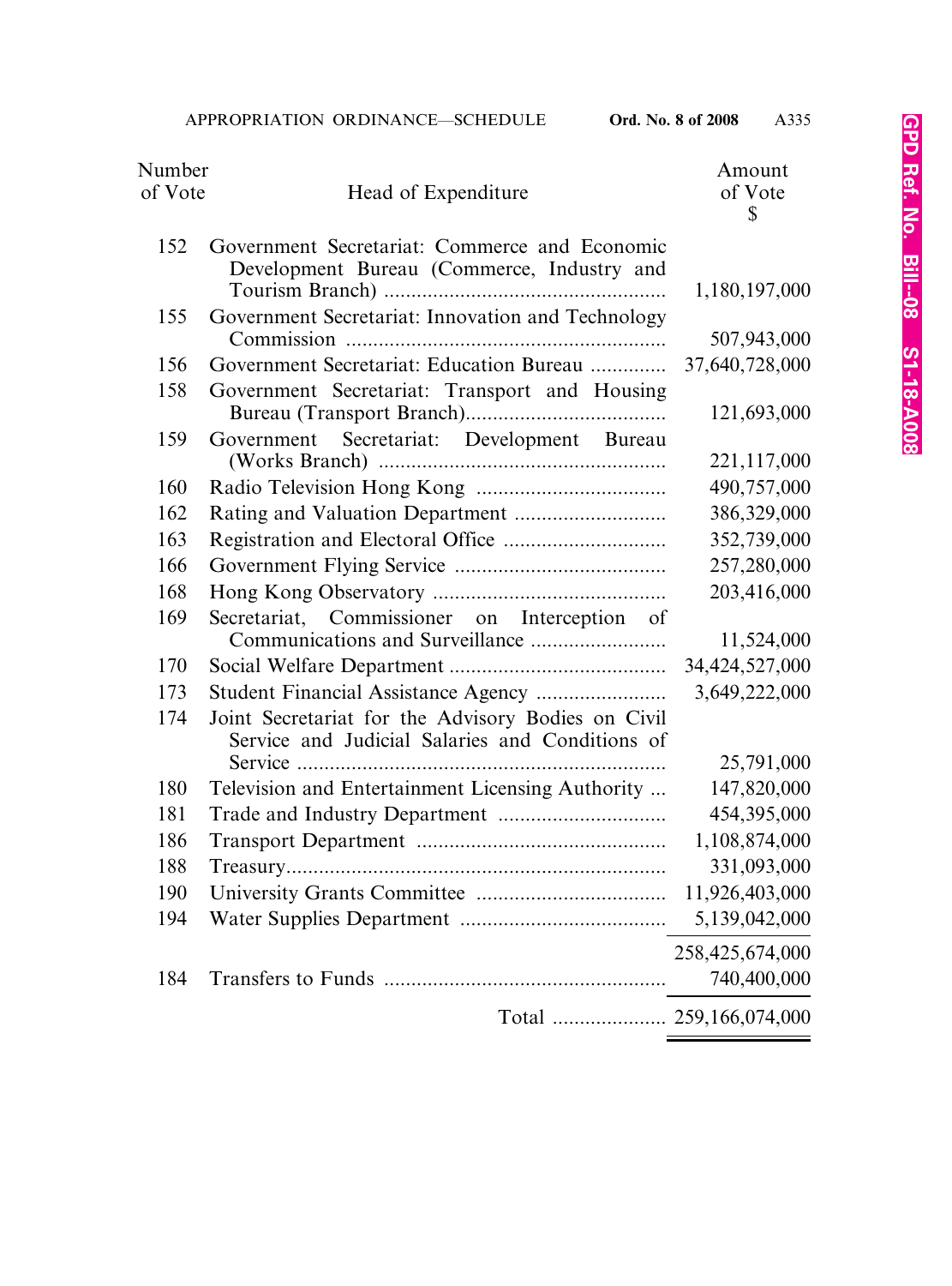| Number of Vote | Head of Expenditure | Amount of Vote $ |
|---|---|---|
| 152 | Government Secretariat: Commerce and Economic Development Bureau (Commerce, Industry and Tourism Branch) | 1,180,197,000 |
| 155 | Government Secretariat: Innovation and Technology Commission | 507,943,000 |
| 156 | Government Secretariat: Education Bureau | 37,640,728,000 |
| 158 | Government Secretariat: Transport and Housing Bureau (Transport Branch) | 121,693,000 |
| 159 | Government Secretariat: Development Bureau (Works Branch) | 221,117,000 |
| 160 | Radio Television Hong Kong | 490,757,000 |
| 162 | Rating and Valuation Department | 386,329,000 |
| 163 | Registration and Electoral Office | 352,739,000 |
| 166 | Government Flying Service | 257,280,000 |
| 168 | Hong Kong Observatory | 203,416,000 |
| 169 | Secretariat, Commissioner on Interception of Communications and Surveillance | 11,524,000 |
| 170 | Social Welfare Department | 34,424,527,000 |
| 173 | Student Financial Assistance Agency | 3,649,222,000 |
| 174 | Joint Secretariat for the Advisory Bodies on Civil Service and Judicial Salaries and Conditions of Service | 25,791,000 |
| 180 | Television and Entertainment Licensing Authority | 147,820,000 |
| 181 | Trade and Industry Department | 454,395,000 |
| 186 | Transport Department | 1,108,874,000 |
| 188 | Treasury | 331,093,000 |
| 190 | University Grants Committee | 11,926,403,000 |
| 194 | Water Supplies Department | 5,139,042,000 |
| | | 258,425,674,000 |
| 184 | Transfers to Funds | 740,400,000 |
| | Total | 259,166,074,000 |